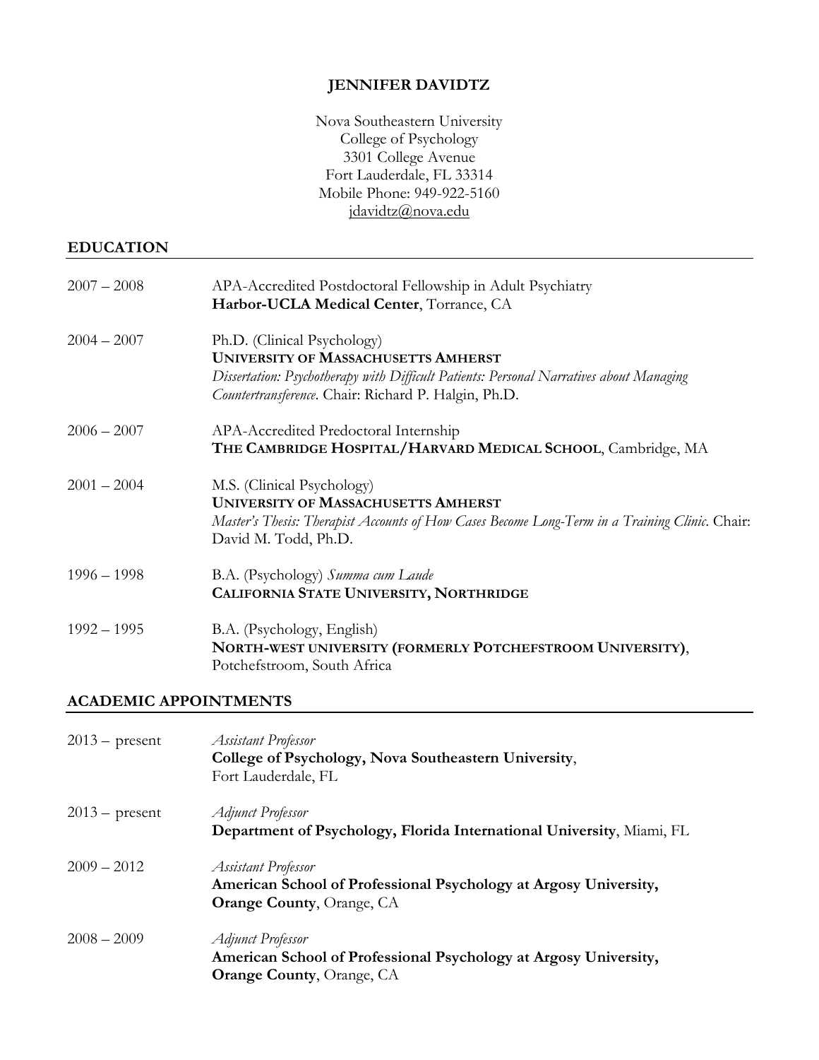# JENNIFER DAVIDTZ

Nova Southeastern University
College of Psychology
3301 College Avenue
Fort Lauderdale, FL 33314
Mobile Phone: 949-922-5160
jdavidtz@nova.edu

## EDUCATION

2007 – 2008 APA-Accredited Postdoctoral Fellowship in Adult Psychiatry
**Harbor-UCLA Medical Center**, Torrance, CA

2004 – 2007 Ph.D. (Clinical Psychology)
**UNIVERSITY OF MASSACHUSETTS AMHERST**
*Dissertation: Psychotherapy with Difficult Patients: Personal Narratives about Managing Countertransference.* Chair: Richard P. Halgin, Ph.D.

2006 – 2007 APA-Accredited Predoctoral Internship
**THE CAMBRIDGE HOSPITAL/HARVARD MEDICAL SCHOOL**, Cambridge, MA

2001 – 2004 M.S. (Clinical Psychology)
**UNIVERSITY OF MASSACHUSETTS AMHERST**
*Master's Thesis: Therapist Accounts of How Cases Become Long-Term in a Training Clinic.* Chair: David M. Todd, Ph.D.

1996 – 1998 B.A. (Psychology) *Summa cum Laude*
**CALIFORNIA STATE UNIVERSITY, NORTHRIDGE**

1992 – 1995 B.A. (Psychology, English)
**NORTH-WEST UNIVERSITY (FORMERLY POTCHEFSTROOM UNIVERSITY)**,
Potchefstroom, South Africa

## ACADEMIC APPOINTMENTS

2013 – present *Assistant Professor*
**College of Psychology, Nova Southeastern University**,
Fort Lauderdale, FL

2013 – present *Adjunct Professor*
**Department of Psychology, Florida International University**, Miami, FL

2009 – 2012 *Assistant Professor*
**American School of Professional Psychology at Argosy University, Orange County**, Orange, CA

2008 – 2009 *Adjunct Professor*
**American School of Professional Psychology at Argosy University, Orange County**, Orange, CA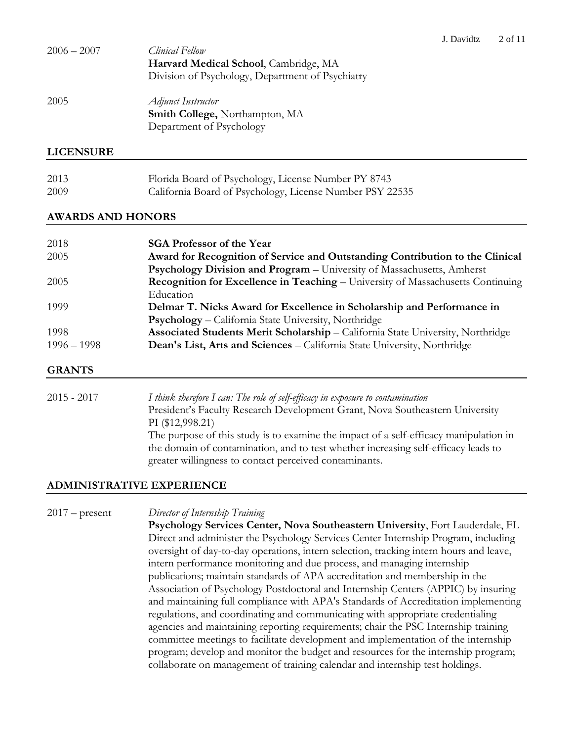2006 – 2007 *Clinical Fellow*
**Harvard Medical School**, Cambridge, MA
Division of Psychology, Department of Psychiatry

2005 *Adjunct Instructor*
**Smith College,** Northampton, MA
Department of Psychology

## LICENSURE

2013 Florida Board of Psychology, License Number PY 8743
2009 California Board of Psychology, License Number PSY 22535

## AWARDS AND HONORS

2018 **SGA Professor of the Year**

2005 **Award for Recognition of Service and Outstanding Contribution to the Clinical Psychology Division and Program** – University of Massachusetts, Amherst

2005 **Recognition for Excellence in Teaching** – University of Massachusetts Continuing Education

1999 **Delmar T. Nicks Award for Excellence in Scholarship and Performance in Psychology** – California State University, Northridge

1998 **Associated Students Merit Scholarship** – California State University, Northridge

1996 – 1998 **Dean's List, Arts and Sciences** – California State University, Northridge

## GRANTS

2015 - 2017 *I think therefore I can: The role of self-efficacy in exposure to contamination*
President's Faculty Research Development Grant, Nova Southeastern University
PI ($12,998.21)
The purpose of this study is to examine the impact of a self-efficacy manipulation in the domain of contamination, and to test whether increasing self-efficacy leads to greater willingness to contact perceived contaminants.

## ADMINISTRATIVE EXPERIENCE

2017 – present *Director of Internship Training*
**Psychology Services Center, Nova Southeastern University**, Fort Lauderdale, FL
Direct and administer the Psychology Services Center Internship Program, including oversight of day-to-day operations, intern selection, tracking intern hours and leave, intern performance monitoring and due process, and managing internship publications; maintain standards of APA accreditation and membership in the Association of Psychology Postdoctoral and Internship Centers (APPIC) by insuring and maintaining full compliance with APA's Standards of Accreditation implementing regulations, and coordinating and communicating with appropriate credentialing agencies and maintaining reporting requirements; chair the PSC Internship training committee meetings to facilitate development and implementation of the internship program; develop and monitor the budget and resources for the internship program; collaborate on management of training calendar and internship test holdings.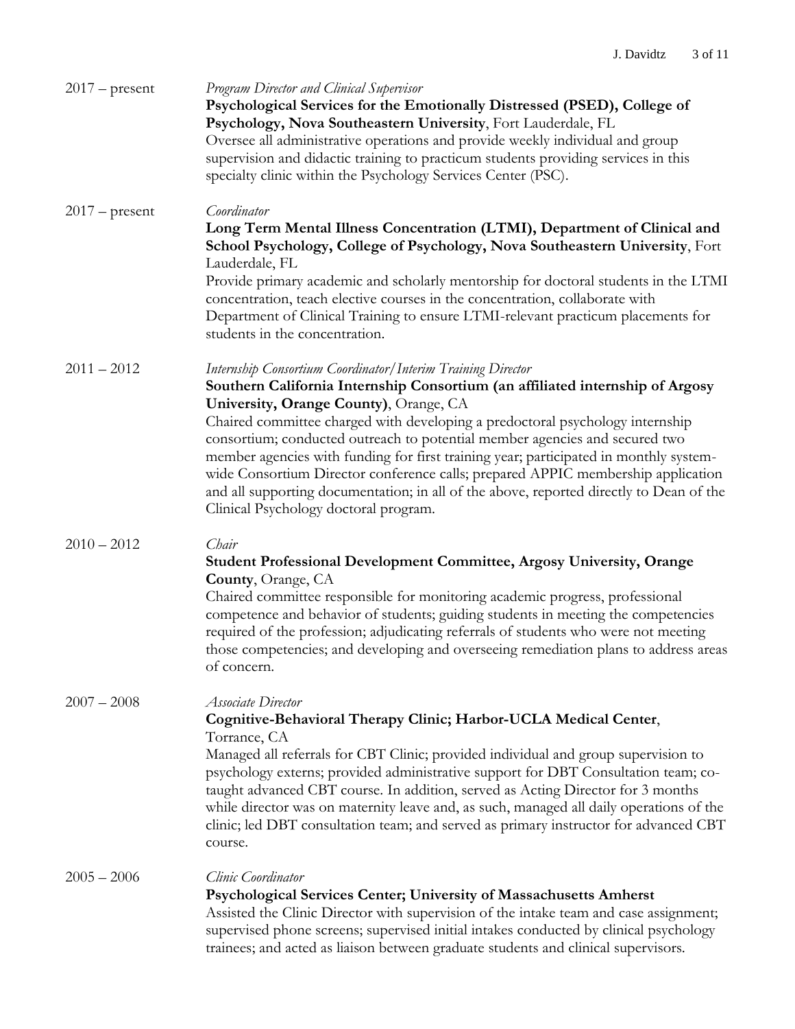2017 – present

*Program Director and Clinical Supervisor*
**Psychological Services for the Emotionally Distressed (PSED), College of Psychology, Nova Southeastern University**, Fort Lauderdale, FL
Oversee all administrative operations and provide weekly individual and group supervision and didactic training to practicum students providing services in this specialty clinic within the Psychology Services Center (PSC).

2017 – present

*Coordinator*
**Long Term Mental Illness Concentration (LTMI), Department of Clinical and School Psychology, College of Psychology, Nova Southeastern University**, Fort Lauderdale, FL
Provide primary academic and scholarly mentorship for doctoral students in the LTMI concentration, teach elective courses in the concentration, collaborate with Department of Clinical Training to ensure LTMI-relevant practicum placements for students in the concentration.

2011 – 2012

*Internship Consortium Coordinator/Interim Training Director*
**Southern California Internship Consortium (an affiliated internship of Argosy University, Orange County)**, Orange, CA
Chaired committee charged with developing a predoctoral psychology internship consortium; conducted outreach to potential member agencies and secured two member agencies with funding for first training year; participated in monthly system-wide Consortium Director conference calls; prepared APPIC membership application and all supporting documentation; in all of the above, reported directly to Dean of the Clinical Psychology doctoral program.

2010 – 2012

*Chair*
**Student Professional Development Committee, Argosy University, Orange County**, Orange, CA
Chaired committee responsible for monitoring academic progress, professional competence and behavior of students; guiding students in meeting the competencies required of the profession; adjudicating referrals of students who were not meeting those competencies; and developing and overseeing remediation plans to address areas of concern.

2007 – 2008

*Associate Director*
**Cognitive-Behavioral Therapy Clinic; Harbor-UCLA Medical Center**, Torrance, CA
Managed all referrals for CBT Clinic; provided individual and group supervision to psychology externs; provided administrative support for DBT Consultation team; co-taught advanced CBT course. In addition, served as Acting Director for 3 months while director was on maternity leave and, as such, managed all daily operations of the clinic; led DBT consultation team; and served as primary instructor for advanced CBT course.

2005 – 2006

*Clinic Coordinator*
**Psychological Services Center; University of Massachusetts Amherst**
Assisted the Clinic Director with supervision of the intake team and case assignment; supervised phone screens; supervised initial intakes conducted by clinical psychology trainees; and acted as liaison between graduate students and clinical supervisors.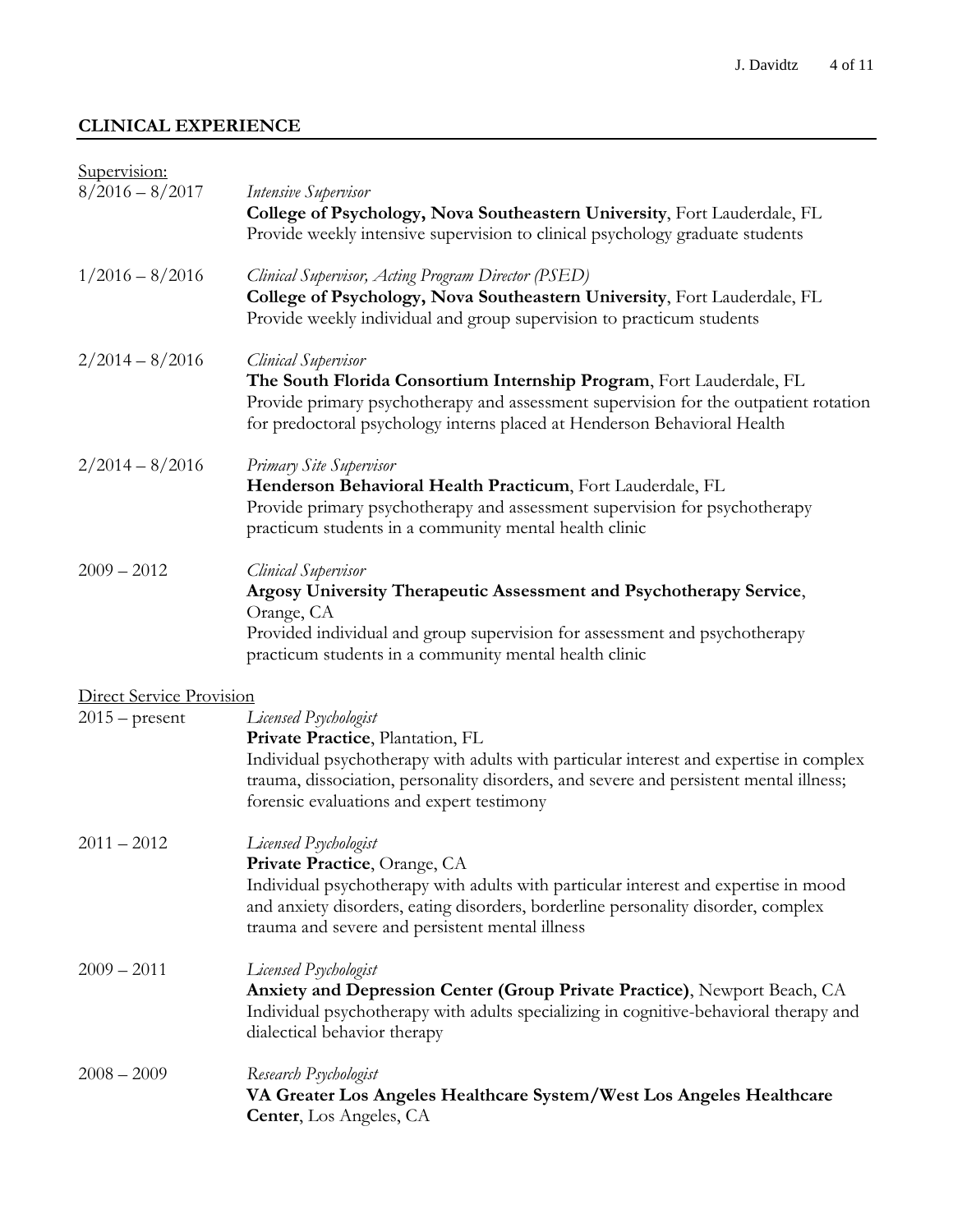## CLINICAL EXPERIENCE

Supervision:

8/2016 – 8/2017
*Intensive Supervisor*
**College of Psychology, Nova Southeastern University**, Fort Lauderdale, FL
Provide weekly intensive supervision to clinical psychology graduate students

1/2016 – 8/2016
*Clinical Supervisor, Acting Program Director (PSED)*
**College of Psychology, Nova Southeastern University**, Fort Lauderdale, FL
Provide weekly individual and group supervision to practicum students

2/2014 – 8/2016
*Clinical Supervisor*
**The South Florida Consortium Internship Program**, Fort Lauderdale, FL
Provide primary psychotherapy and assessment supervision for the outpatient rotation for predoctoral psychology interns placed at Henderson Behavioral Health

2/2014 – 8/2016
*Primary Site Supervisor*
**Henderson Behavioral Health Practicum**, Fort Lauderdale, FL
Provide primary psychotherapy and assessment supervision for psychotherapy practicum students in a community mental health clinic

2009 – 2012
*Clinical Supervisor*
**Argosy University Therapeutic Assessment and Psychotherapy Service**, Orange, CA
Provided individual and group supervision for assessment and psychotherapy practicum students in a community mental health clinic

Direct Service Provision

2015 – present
*Licensed Psychologist*
**Private Practice**, Plantation, FL
Individual psychotherapy with adults with particular interest and expertise in complex trauma, dissociation, personality disorders, and severe and persistent mental illness; forensic evaluations and expert testimony

2011 – 2012
*Licensed Psychologist*
**Private Practice**, Orange, CA
Individual psychotherapy with adults with particular interest and expertise in mood and anxiety disorders, eating disorders, borderline personality disorder, complex trauma and severe and persistent mental illness

2009 – 2011
*Licensed Psychologist*
**Anxiety and Depression Center (Group Private Practice)**, Newport Beach, CA
Individual psychotherapy with adults specializing in cognitive-behavioral therapy and dialectical behavior therapy

2008 – 2009
*Research Psychologist*
**VA Greater Los Angeles Healthcare System/West Los Angeles Healthcare Center**, Los Angeles, CA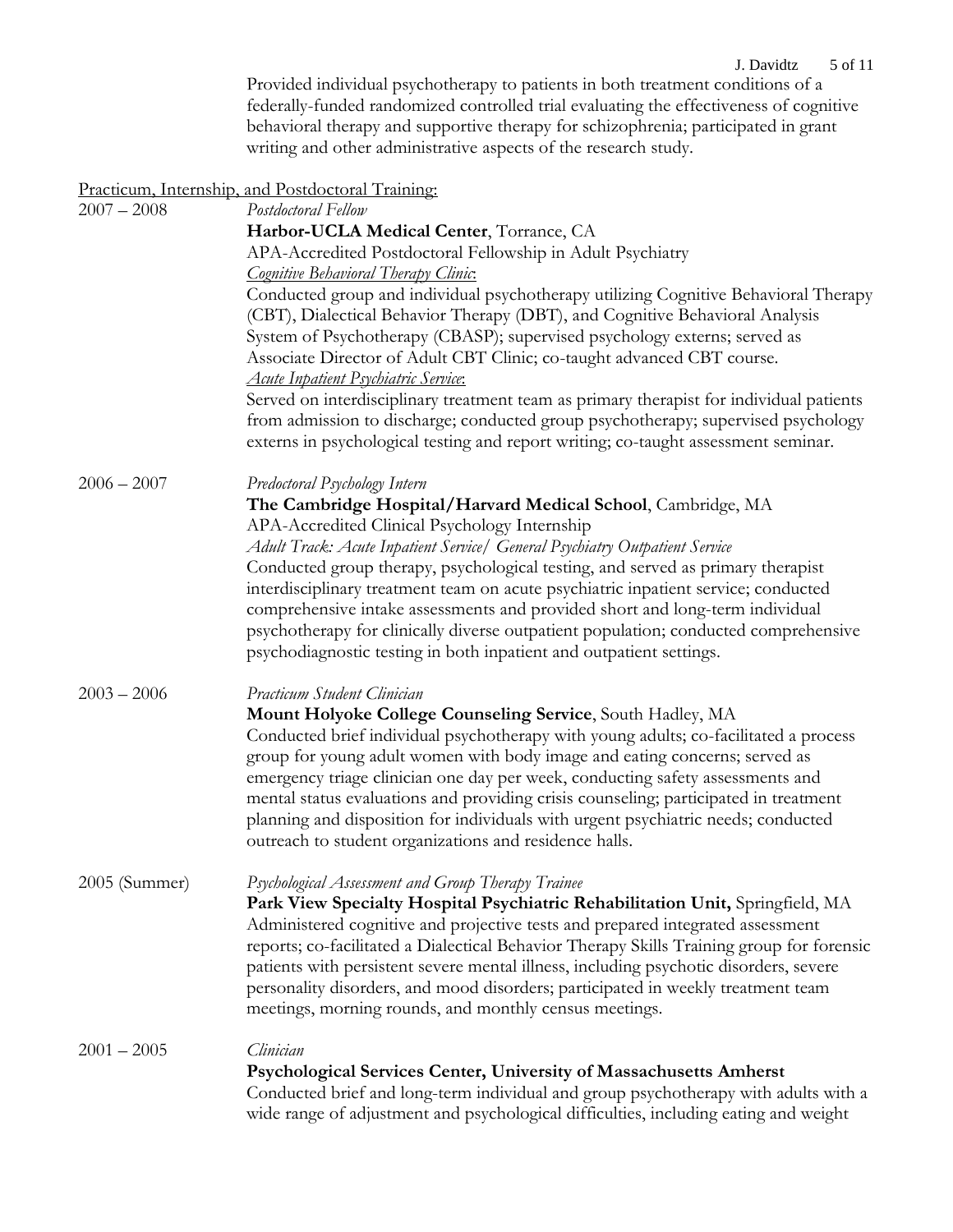Provided individual psychotherapy to patients in both treatment conditions of a federally-funded randomized controlled trial evaluating the effectiveness of cognitive behavioral therapy and supportive therapy for schizophrenia; participated in grant writing and other administrative aspects of the research study.

<u>Practicum, Internship, and Postdoctoral Training:</u>

**2007 – 2008**
*Postdoctoral Fellow*
**Harbor-UCLA Medical Center**, Torrance, CA
APA-Accredited Postdoctoral Fellowship in Adult Psychiatry
*<u>Cognitive Behavioral Therapy Clinic</u>*:
Conducted group and individual psychotherapy utilizing Cognitive Behavioral Therapy (CBT), Dialectical Behavior Therapy (DBT), and Cognitive Behavioral Analysis System of Psychotherapy (CBASP); supervised psychology externs; served as Associate Director of Adult CBT Clinic; co-taught advanced CBT course.
*<u>Acute Inpatient Psychiatric Service</u>*:
Served on interdisciplinary treatment team as primary therapist for individual patients from admission to discharge; conducted group psychotherapy; supervised psychology externs in psychological testing and report writing; co-taught assessment seminar.

**2006 – 2007**
*Predoctoral Psychology Intern*
**The Cambridge Hospital/Harvard Medical School**, Cambridge, MA
APA-Accredited Clinical Psychology Internship
*Adult Track: Acute Inpatient Service/ General Psychiatry Outpatient Service*
Conducted group therapy, psychological testing, and served as primary therapist interdisciplinary treatment team on acute psychiatric inpatient service; conducted comprehensive intake assessments and provided short and long-term individual psychotherapy for clinically diverse outpatient population; conducted comprehensive psychodiagnostic testing in both inpatient and outpatient settings.

**2003 – 2006**
*Practicum Student Clinician*
**Mount Holyoke College Counseling Service**, South Hadley, MA
Conducted brief individual psychotherapy with young adults; co-facilitated a process group for young adult women with body image and eating concerns; served as emergency triage clinician one day per week, conducting safety assessments and mental status evaluations and providing crisis counseling; participated in treatment planning and disposition for individuals with urgent psychiatric needs; conducted outreach to student organizations and residence halls.

**2005 (Summer)**
*Psychological Assessment and Group Therapy Trainee*
**Park View Specialty Hospital Psychiatric Rehabilitation Unit,** Springfield, MA
Administered cognitive and projective tests and prepared integrated assessment reports; co-facilitated a Dialectical Behavior Therapy Skills Training group for forensic patients with persistent severe mental illness, including psychotic disorders, severe personality disorders, and mood disorders; participated in weekly treatment team meetings, morning rounds, and monthly census meetings.

**2001 – 2005**
*Clinician*
**Psychological Services Center, University of Massachusetts Amherst**
Conducted brief and long-term individual and group psychotherapy with adults with a wide range of adjustment and psychological difficulties, including eating and weight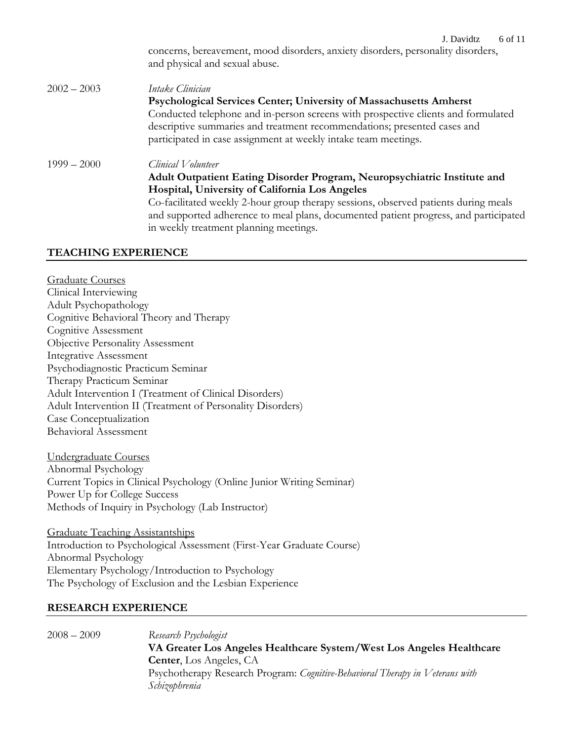concerns, bereavement, mood disorders, anxiety disorders, personality disorders, and physical and sexual abuse.

2002 – 2003 *Intake Clinician*
**Psychological Services Center; University of Massachusetts Amherst**
Conducted telephone and in-person screens with prospective clients and formulated descriptive summaries and treatment recommendations; presented cases and participated in case assignment at weekly intake team meetings.

1999 – 2000 *Clinical Volunteer*
**Adult Outpatient Eating Disorder Program, Neuropsychiatric Institute and Hospital, University of California Los Angeles**
Co-facilitated weekly 2-hour group therapy sessions, observed patients during meals and supported adherence to meal plans, documented patient progress, and participated in weekly treatment planning meetings.

## TEACHING EXPERIENCE

<u>Graduate Courses</u>
Clinical Interviewing
Adult Psychopathology
Cognitive Behavioral Theory and Therapy
Cognitive Assessment
Objective Personality Assessment
Integrative Assessment
Psychodiagnostic Practicum Seminar
Therapy Practicum Seminar
Adult Intervention I (Treatment of Clinical Disorders)
Adult Intervention II (Treatment of Personality Disorders)
Case Conceptualization
Behavioral Assessment

<u>Undergraduate Courses</u>
Abnormal Psychology
Current Topics in Clinical Psychology (Online Junior Writing Seminar)
Power Up for College Success
Methods of Inquiry in Psychology (Lab Instructor)

<u>Graduate Teaching Assistantships</u>
Introduction to Psychological Assessment (First-Year Graduate Course)
Abnormal Psychology
Elementary Psychology/Introduction to Psychology
The Psychology of Exclusion and the Lesbian Experience

## RESEARCH EXPERIENCE

2008 – 2009 *Research Psychologist*
**VA Greater Los Angeles Healthcare System/West Los Angeles Healthcare Center**, Los Angeles, CA
Psychotherapy Research Program: *Cognitive-Behavioral Therapy in Veterans with Schizophrenia*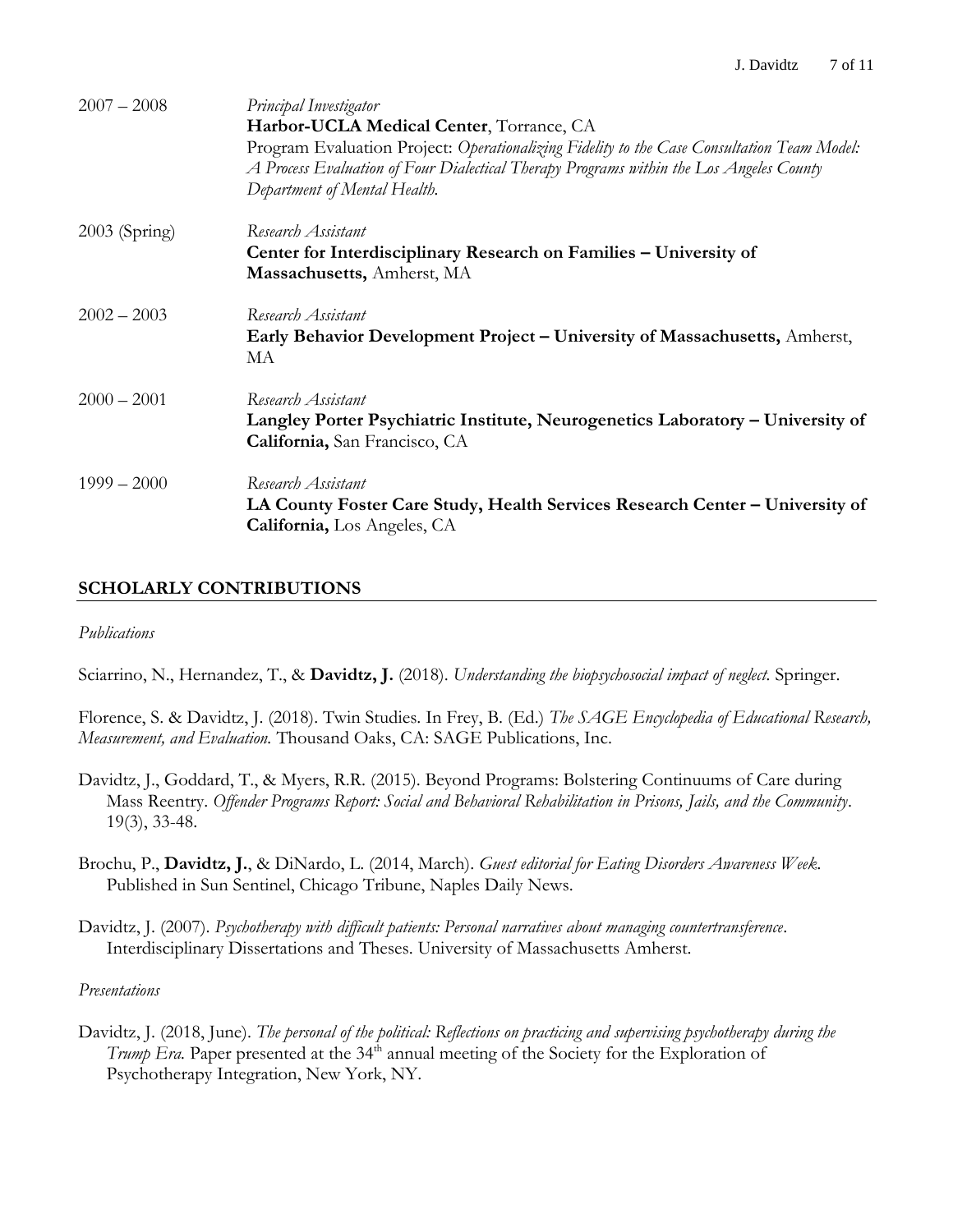2007 – 2008 *Principal Investigator*
**Harbor-UCLA Medical Center**, Torrance, CA
Program Evaluation Project: *Operationalizing Fidelity to the Case Consultation Team Model: A Process Evaluation of Four Dialectical Therapy Programs within the Los Angeles County Department of Mental Health.*

2003 (Spring) *Research Assistant*
**Center for Interdisciplinary Research on Families – University of Massachusetts,** Amherst, MA

2002 – 2003 *Research Assistant*
**Early Behavior Development Project – University of Massachusetts,** Amherst, MA

2000 – 2001 *Research Assistant*
**Langley Porter Psychiatric Institute, Neurogenetics Laboratory – University of California,** San Francisco, CA

1999 – 2000 *Research Assistant*
**LA County Foster Care Study, Health Services Research Center – University of California,** Los Angeles, CA

## SCHOLARLY CONTRIBUTIONS

*Publications*

Sciarrino, N., Hernandez, T., & **Davidtz, J.** (2018). *Understanding the biopsychosocial impact of neglect.* Springer.

Florence, S. & Davidtz, J. (2018). Twin Studies. In Frey, B. (Ed.) *The SAGE Encyclopedia of Educational Research, Measurement, and Evaluation.* Thousand Oaks, CA: SAGE Publications, Inc.

Davidtz, J., Goddard, T., & Myers, R.R. (2015). Beyond Programs: Bolstering Continuums of Care during Mass Reentry. *Offender Programs Report: Social and Behavioral Rehabilitation in Prisons, Jails, and the Community*. 19(3), 33-48.

Brochu, P., **Davidtz, J.**, & DiNardo, L. (2014, March). *Guest editorial for Eating Disorders Awareness Week.* Published in Sun Sentinel, Chicago Tribune, Naples Daily News.

Davidtz, J. (2007). *Psychotherapy with difficult patients: Personal narratives about managing countertransference*. Interdisciplinary Dissertations and Theses. University of Massachusetts Amherst.

*Presentations*

Davidtz, J. (2018, June). *The personal of the political: Reflections on practicing and supervising psychotherapy during the Trump Era.* Paper presented at the 34th annual meeting of the Society for the Exploration of Psychotherapy Integration, New York, NY.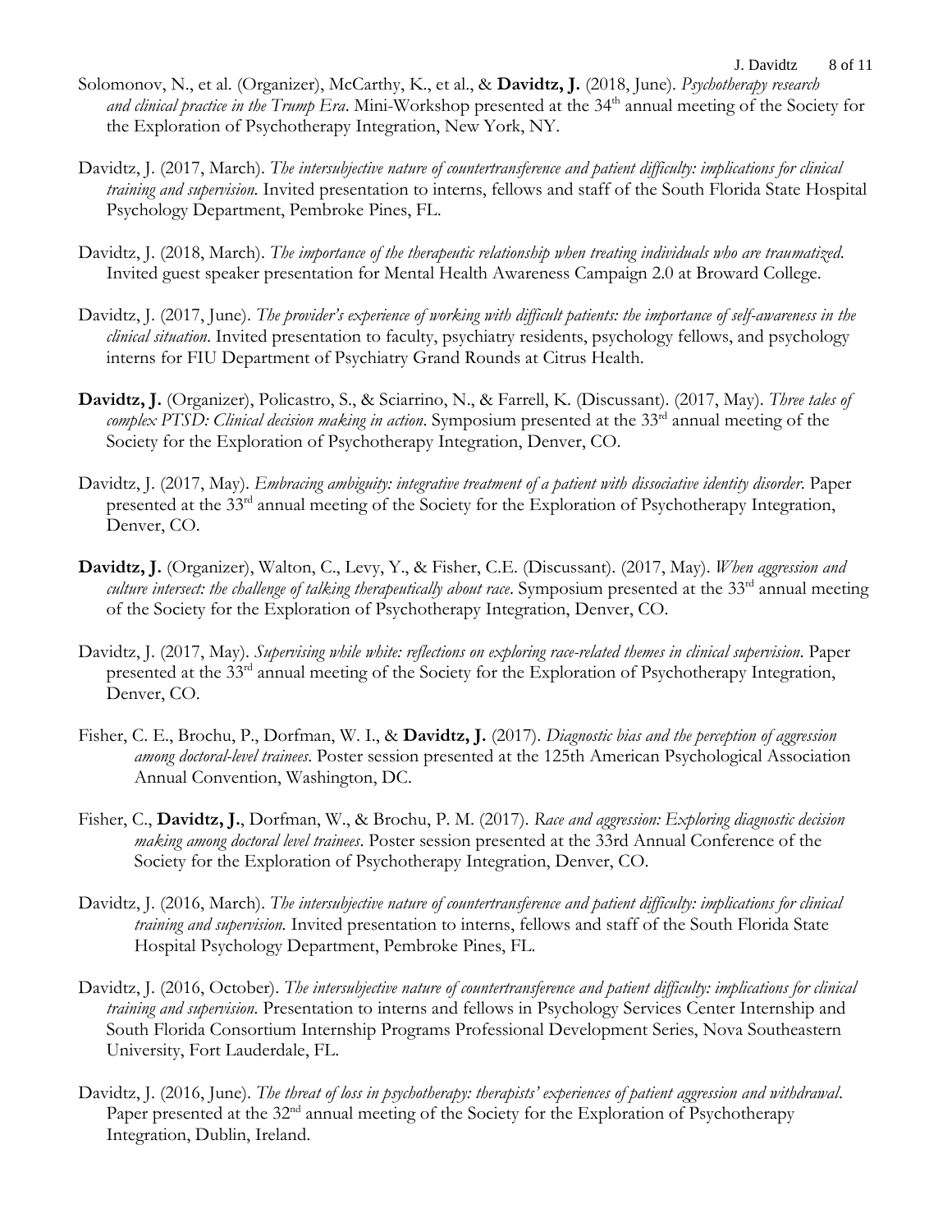Solomonov, N., et al. (Organizer), McCarthy, K., et al., & **Davidtz, J.** (2018, June). *Psychotherapy research and clinical practice in the Trump Era*. Mini-Workshop presented at the 34th annual meeting of the Society for the Exploration of Psychotherapy Integration, New York, NY.

Davidtz, J. (2017, March). *The intersubjective nature of countertransference and patient difficulty: implications for clinical training and supervision.* Invited presentation to interns, fellows and staff of the South Florida State Hospital Psychology Department, Pembroke Pines, FL.

Davidtz, J. (2018, March). *The importance of the therapeutic relationship when treating individuals who are traumatized.* Invited guest speaker presentation for Mental Health Awareness Campaign 2.0 at Broward College.

Davidtz, J. (2017, June). *The provider's experience of working with difficult patients: the importance of self-awareness in the clinical situation.* Invited presentation to faculty, psychiatry residents, psychology fellows, and psychology interns for FIU Department of Psychiatry Grand Rounds at Citrus Health.

**Davidtz, J.** (Organizer), Policastro, S., & Sciarrino, N., & Farrell, K. (Discussant). (2017, May). *Three tales of complex PTSD: Clinical decision making in action*. Symposium presented at the 33rd annual meeting of the Society for the Exploration of Psychotherapy Integration, Denver, CO.

Davidtz, J. (2017, May). *Embracing ambiguity: integrative treatment of a patient with dissociative identity disorder*. Paper presented at the 33rd annual meeting of the Society for the Exploration of Psychotherapy Integration, Denver, CO.

**Davidtz, J.** (Organizer), Walton, C., Levy, Y., & Fisher, C.E. (Discussant). (2017, May). *When aggression and culture intersect: the challenge of talking therapeutically about race*. Symposium presented at the 33rd annual meeting of the Society for the Exploration of Psychotherapy Integration, Denver, CO.

Davidtz, J. (2017, May). *Supervising while white: reflections on exploring race-related themes in clinical supervision*. Paper presented at the 33rd annual meeting of the Society for the Exploration of Psychotherapy Integration, Denver, CO.

Fisher, C. E., Brochu, P., Dorfman, W. I., & **Davidtz, J.** (2017). *Diagnostic bias and the perception of aggression among doctoral-level trainees*. Poster session presented at the 125th American Psychological Association Annual Convention, Washington, DC.

Fisher, C., **Davidtz, J.**, Dorfman, W., & Brochu, P. M. (2017). *Race and aggression: Exploring diagnostic decision making among doctoral level trainees*. Poster session presented at the 33rd Annual Conference of the Society for the Exploration of Psychotherapy Integration, Denver, CO.

Davidtz, J. (2016, March). *The intersubjective nature of countertransference and patient difficulty: implications for clinical training and supervision.* Invited presentation to interns, fellows and staff of the South Florida State Hospital Psychology Department, Pembroke Pines, FL.

Davidtz, J. (2016, October). *The intersubjective nature of countertransference and patient difficulty: implications for clinical training and supervision.* Presentation to interns and fellows in Psychology Services Center Internship and South Florida Consortium Internship Programs Professional Development Series, Nova Southeastern University, Fort Lauderdale, FL.

Davidtz, J. (2016, June). *The threat of loss in psychotherapy: therapists' experiences of patient aggression and withdrawal*. Paper presented at the 32nd annual meeting of the Society for the Exploration of Psychotherapy Integration, Dublin, Ireland.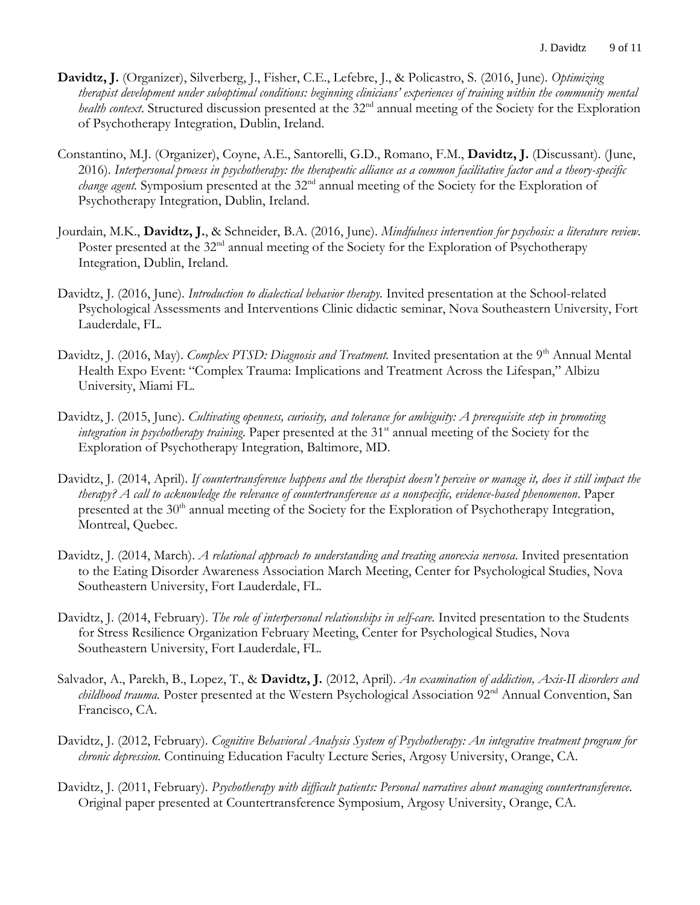**Davidtz, J.** (Organizer), Silverberg, J., Fisher, C.E., Lefebre, J., & Policastro, S. (2016, June). *Optimizing therapist development under suboptimal conditions: beginning clinicians' experiences of training within the community mental health context*. Structured discussion presented at the 32nd annual meeting of the Society for the Exploration of Psychotherapy Integration, Dublin, Ireland.

Constantino, M.J. (Organizer), Coyne, A.E., Santorelli, G.D., Romano, F.M., **Davidtz, J.** (Discussant). (June, 2016). *Interpersonal process in psychotherapy: the therapeutic alliance as a common facilitative factor and a theory-specific change agent.* Symposium presented at the 32nd annual meeting of the Society for the Exploration of Psychotherapy Integration, Dublin, Ireland.

Jourdain, M.K., **Davidtz, J.**, & Schneider, B.A. (2016, June). *Mindfulness intervention for psychosis: a literature review.* Poster presented at the 32nd annual meeting of the Society for the Exploration of Psychotherapy Integration, Dublin, Ireland.

Davidtz, J. (2016, June). *Introduction to dialectical behavior therapy.* Invited presentation at the School-related Psychological Assessments and Interventions Clinic didactic seminar, Nova Southeastern University, Fort Lauderdale, FL.

Davidtz, J. (2016, May). *Complex PTSD: Diagnosis and Treatment.* Invited presentation at the 9th Annual Mental Health Expo Event: "Complex Trauma: Implications and Treatment Across the Lifespan," Albizu University, Miami FL.

Davidtz, J. (2015, June). *Cultivating openness, curiosity, and tolerance for ambiguity: A prerequisite step in promoting integration in psychotherapy training.* Paper presented at the 31st annual meeting of the Society for the Exploration of Psychotherapy Integration, Baltimore, MD.

Davidtz, J. (2014, April). *If countertransference happens and the therapist doesn't perceive or manage it, does it still impact the therapy? A call to acknowledge the relevance of countertransference as a nonspecific, evidence-based phenomenon*. Paper presented at the 30th annual meeting of the Society for the Exploration of Psychotherapy Integration, Montreal, Quebec.

Davidtz, J. (2014, March). *A relational approach to understanding and treating anorexia nervosa.* Invited presentation to the Eating Disorder Awareness Association March Meeting, Center for Psychological Studies, Nova Southeastern University, Fort Lauderdale, FL.

Davidtz, J. (2014, February). *The role of interpersonal relationships in self-care.* Invited presentation to the Students for Stress Resilience Organization February Meeting, Center for Psychological Studies, Nova Southeastern University, Fort Lauderdale, FL.

Salvador, A., Parekh, B., Lopez, T., & **Davidtz, J.** (2012, April). *An examination of addiction, Axis-II disorders and childhood trauma.* Poster presented at the Western Psychological Association 92nd Annual Convention, San Francisco, CA.

Davidtz, J. (2012, February). *Cognitive Behavioral Analysis System of Psychotherapy: An integrative treatment program for chronic depression.* Continuing Education Faculty Lecture Series, Argosy University, Orange, CA.

Davidtz, J. (2011, February). *Psychotherapy with difficult patients: Personal narratives about managing countertransference*. Original paper presented at Countertransference Symposium, Argosy University, Orange, CA.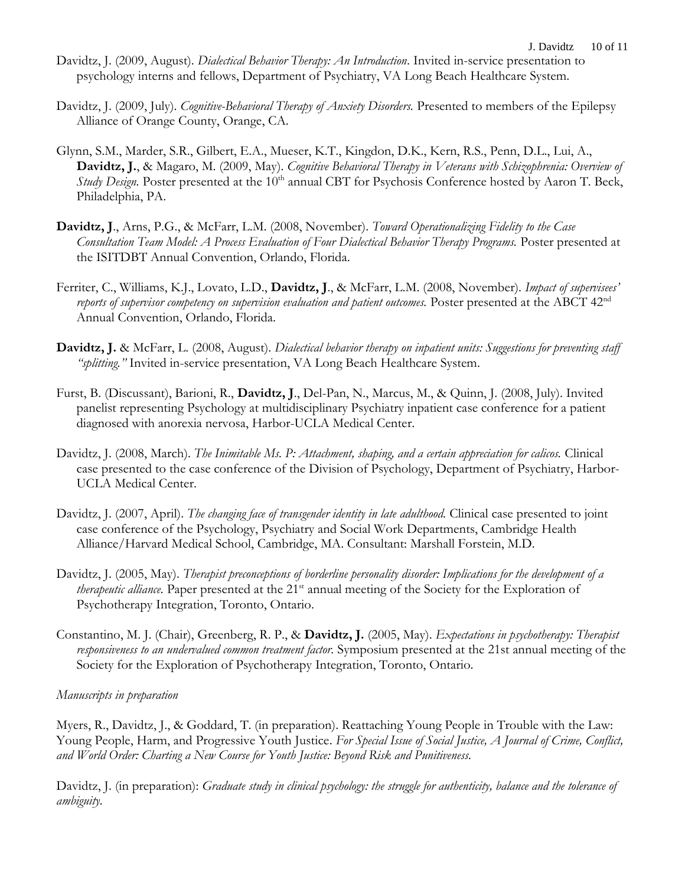Davidtz, J. (2009, August). *Dialectical Behavior Therapy: An Introduction*. Invited in-service presentation to psychology interns and fellows, Department of Psychiatry, VA Long Beach Healthcare System.

Davidtz, J. (2009, July). *Cognitive-Behavioral Therapy of Anxiety Disorders.* Presented to members of the Epilepsy Alliance of Orange County, Orange, CA.

Glynn, S.M., Marder, S.R., Gilbert, E.A., Mueser, K.T., Kingdon, D.K., Kern, R.S., Penn, D.L., Lui, A., **Davidtz, J.**, & Magaro, M. (2009, May). *Cognitive Behavioral Therapy in Veterans with Schizophrenia: Overview of Study Design.* Poster presented at the 10th annual CBT for Psychosis Conference hosted by Aaron T. Beck, Philadelphia, PA.

**Davidtz, J**., Arns, P.G., & McFarr, L.M. (2008, November). *Toward Operationalizing Fidelity to the Case Consultation Team Model: A Process Evaluation of Four Dialectical Behavior Therapy Programs.* Poster presented at the ISITDBT Annual Convention, Orlando, Florida.

Ferriter, C., Williams, K.J., Lovato, L.D., **Davidtz, J**., & McFarr, L.M. (2008, November). *Impact of supervisees' reports of supervisor competency on supervision evaluation and patient outcomes.* Poster presented at the ABCT 42nd Annual Convention, Orlando, Florida.

**Davidtz, J.** & McFarr, L. (2008, August). *Dialectical behavior therapy on inpatient units: Suggestions for preventing staff "splitting."* Invited in-service presentation, VA Long Beach Healthcare System.

Furst, B. (Discussant), Barioni, R., **Davidtz, J**., Del-Pan, N., Marcus, M., & Quinn, J. (2008, July). Invited panelist representing Psychology at multidisciplinary Psychiatry inpatient case conference for a patient diagnosed with anorexia nervosa, Harbor-UCLA Medical Center.

Davidtz, J. (2008, March). *The Inimitable Ms. P: Attachment, shaping, and a certain appreciation for calicos.* Clinical case presented to the case conference of the Division of Psychology, Department of Psychiatry, Harbor-UCLA Medical Center.

Davidtz, J. (2007, April). *The changing face of transgender identity in late adulthood.* Clinical case presented to joint case conference of the Psychology, Psychiatry and Social Work Departments, Cambridge Health Alliance/Harvard Medical School, Cambridge, MA. Consultant: Marshall Forstein, M.D.

Davidtz, J. (2005, May). *Therapist preconceptions of borderline personality disorder: Implications for the development of a therapeutic alliance.* Paper presented at the 21st annual meeting of the Society for the Exploration of Psychotherapy Integration, Toronto, Ontario.

Constantino, M. J. (Chair), Greenberg, R. P., & **Davidtz, J.** (2005, May). *Expectations in psychotherapy: Therapist responsiveness to an undervalued common treatment factor.* Symposium presented at the 21st annual meeting of the Society for the Exploration of Psychotherapy Integration, Toronto, Ontario.

*Manuscripts in preparation*

Myers, R., Davidtz, J., & Goddard, T. (in preparation). Reattaching Young People in Trouble with the Law: Young People, Harm, and Progressive Youth Justice. *For Special Issue of Social Justice, A Journal of Crime, Conflict, and World Order: Charting a New Course for Youth Justice: Beyond Risk and Punitiveness.*

Davidtz, J. (in preparation): *Graduate study in clinical psychology: the struggle for authenticity, balance and the tolerance of ambiguity.*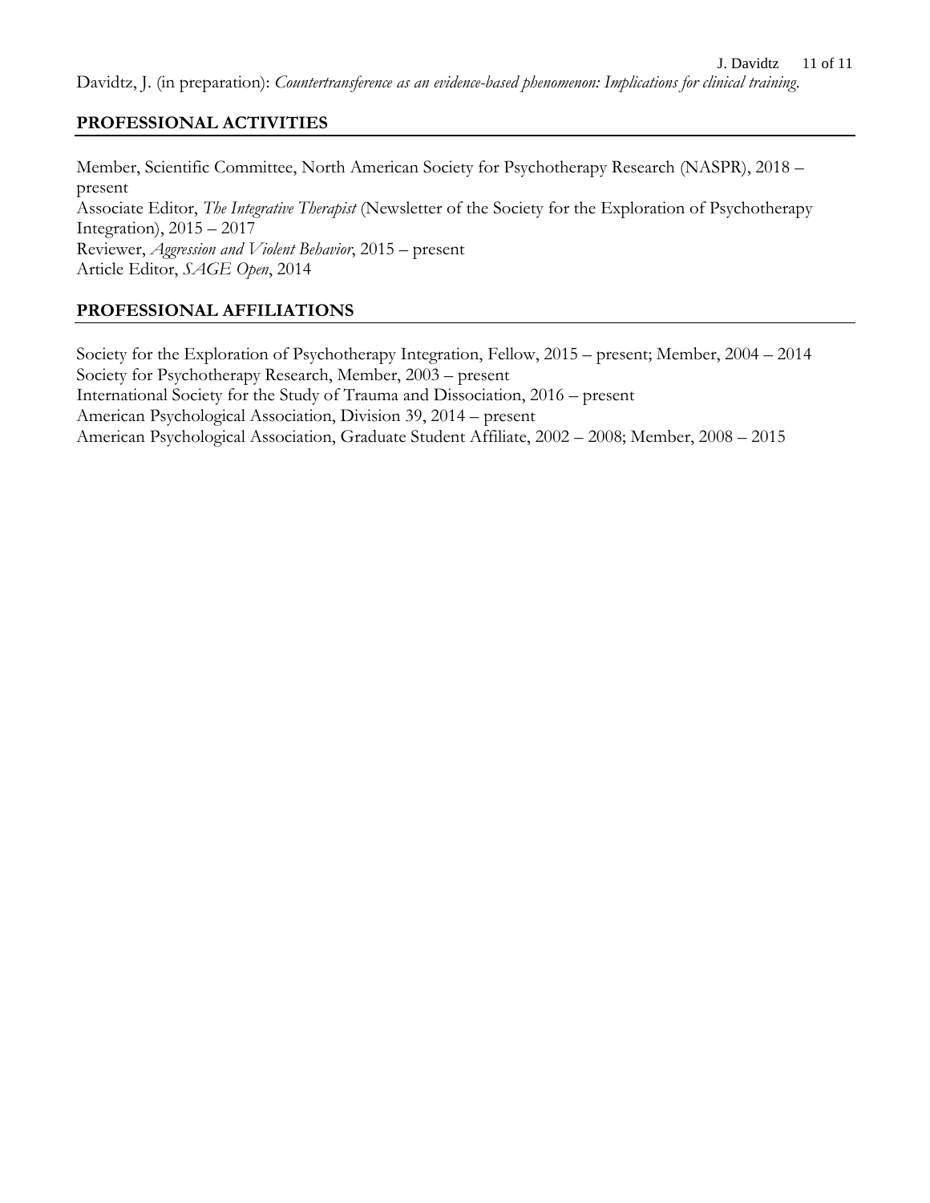Davidtz, J. (in preparation): *Countertransference as an evidence-based phenomenon: Implications for clinical training.*

## PROFESSIONAL ACTIVITIES

Member, Scientific Committee, North American Society for Psychotherapy Research (NASPR), 2018 – present
Associate Editor, *The Integrative Therapist* (Newsletter of the Society for the Exploration of Psychotherapy Integration), 2015 – 2017
Reviewer, *Aggression and Violent Behavior*, 2015 – present
Article Editor, *SAGE Open*, 2014

## PROFESSIONAL AFFILIATIONS

Society for the Exploration of Psychotherapy Integration, Fellow, 2015 – present; Member, 2004 – 2014
Society for Psychotherapy Research, Member, 2003 – present
International Society for the Study of Trauma and Dissociation, 2016 – present
American Psychological Association, Division 39, 2014 – present
American Psychological Association, Graduate Student Affiliate, 2002 – 2008; Member, 2008 – 2015